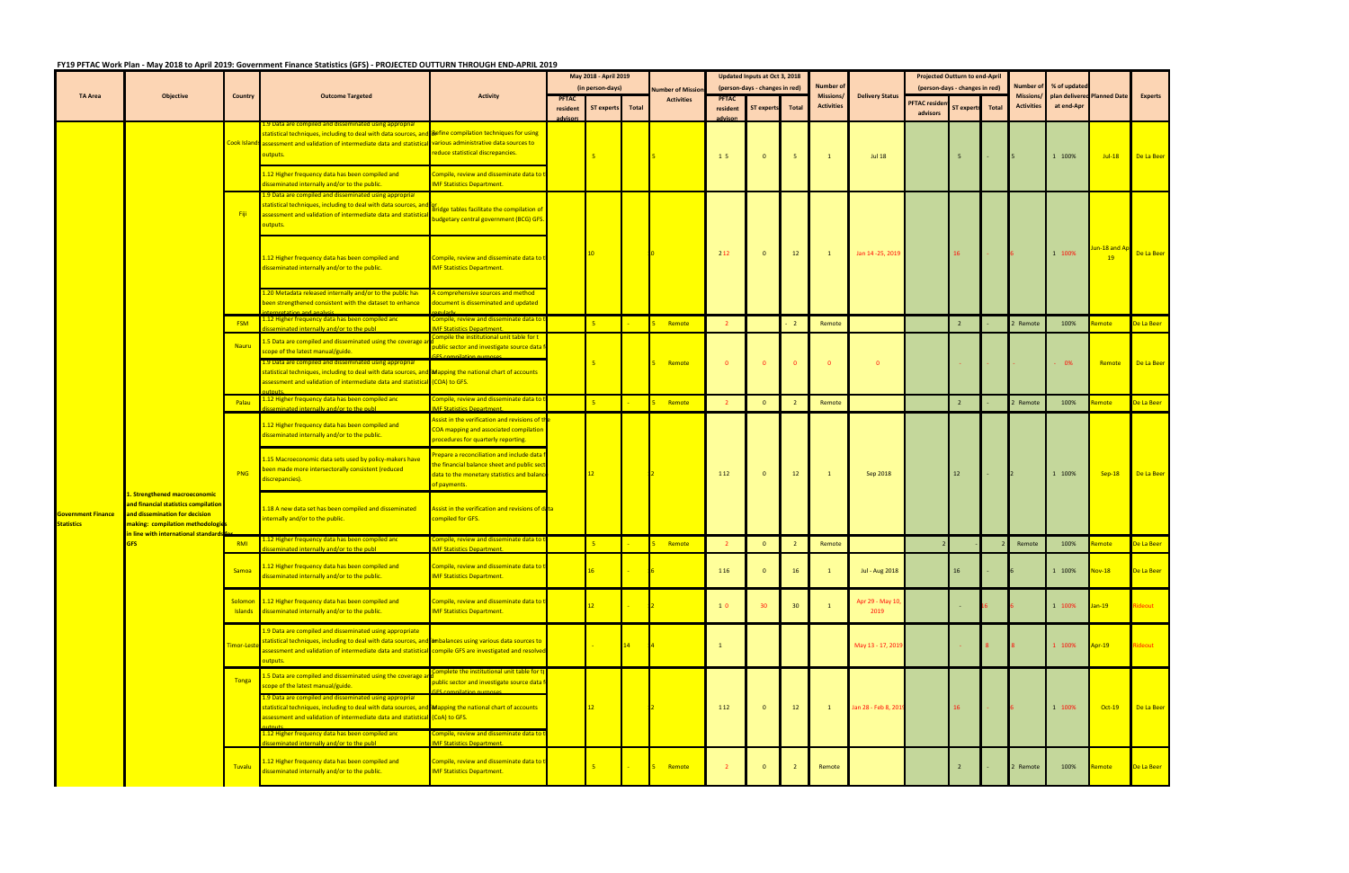## FY19 PFTAC Work Plan - May 2018 to April 2019: Government Finance Statistics (GFS) - PROJECTED OUTTURN THROUGH END-APRIL 2019

| TA Area | Objective | Country | Outcome Targeted | Activity | May 2018 - April 2019 (in person-days) | | | Number of Mission/ Activities | Updated Inputs at Oct 3, 2018 (person-days - changes in red) | | | Number of Missions/ Activities | Delivery Status | Projected Outturn to end-April (person-days - changes in red) | | | Number of Missions/ Activities | % of updated plan delivered at end-Apr | Planned Date | Experts |
|---|---|---|---|---|---|---|---|---|---|---|---|---|---|---|---|---|---|---|---|---|
| | | | | | PFTAC resident advisors | ST experts | Total | | PFTAC resident advisors | ST experts | Total | | | PFTAC resident advisors | ST experts | Total | | | | |
| Government Finance Statistics | 1. Strengthened macroeconomic and financial statistics compilation and dissemination for decision making: compilation methodologies in line with international standards for GFS | Cook Islands | 1.9 Data are compiled and disseminated using appropriate statistical techniques, including to deal with data sources, and/or assessment and validation of intermediate data and statistical outputs. | Refine compilation techniques for using various administrative data sources to reduce statistical discrepancies. | | 5 | | 5 | 1 5 | 0 | 5 | 1 | Jul 18 | | 5 | - | 5 | 1 100% | Jul-18 | De La Beer |
| | | | 1.12 Higher frequency data has been compiled and disseminated internally and/or to the public. | Compile, review and disseminate data to the IMF Statistics Department. | | | | | | | | | | | | | | | | |
| | | Fiji | 1.9 Data are compiled and disseminated using appropriate statistical techniques, including to deal with data sources, and/or assessment and validation of intermediate data and statistical outputs. | Bridge tables facilitate the compilation of budgetary central government (BCG) GFS. | | 10 | | 0 | 2 12 | 0 | 12 | 1 | Jan 14 -25, 2019 | | 16 | - | 6 | 1 100% | Jun-18 and Apr 19 | De La Beer |
| | | | 1.12 Higher frequency data has been compiled and disseminated internally and/or to the public. | Compile, review and disseminate data to the IMF Statistics Department. | | | | | | | | | | | | | | | | |
| | | | 1.20 Metadata released internally and/or to the public has been strengthened consistent with the dataset to enhance interpretation and analysis. | A comprehensive sources and method document is disseminated and updated regularly. | | | | | | | | | | | | | | | | |
| | | FSM | 1.12 Higher frequency data has been compiled and disseminated internally and/or to the publ | Compile, review and disseminate data to the IMF Statistics Department. | | 5 | - | 5 Remote | 2 | | - 2 | Remote | | | 2 | - | 2 Remote | 100% | Remote | De La Beer |
| | | Nauru | 1.5 Data are compiled and disseminated using the coverage and scope of the latest manual/guide. | Compile the institutional unit table for the public sector and investigate source data for GFS compilation purposes. | | 5 | | 5 Remote | 0 | 0 | 0 | 0 | 0 | | - | - | - | - 0% | Remote | De La Beer |
| | | | 1.9 Data are compiled and disseminated using appropriate statistical techniques, including to deal with data sources, and/or assessment and validation of intermediate data and statistical outputs. | Mapping the national chart of accounts (COA) to GFS. | | | | | | | | | | | | | | | | |
| | | Palau | 1.12 Higher frequency data has been compiled and disseminated internally and/or to the publ | Compile, review and disseminate data to the IMF Statistics Department. | | 5 | - | 5 Remote | 2 | 0 | 2 | Remote | | | 2 | - | 2 Remote | 100% | Remote | De La Beer |
| | | PNG | 1.12 Higher frequency data has been compiled and disseminated internally and/or to the public. | Assist in the verification and revisions of the COA mapping and associated compilation procedures for quarterly reporting. | | 12 | | 2 | 1 12 | 0 | 12 | 1 | Sep 2018 | | 12 | - | 2 | 1 100% | Sep-18 | De La Beer |
| | | | 1.15 Macroeconomic data sets used by policy-makers have been made more intersectorally consistent (reduced discrepancies). | Prepare a reconciliation and include data for the financial balance sheet and public sector data to the monetary statistics and balance of payments. | | | | | | | | | | | | | | | | |
| | | | 1.18 A new data set has been compiled and disseminated internally and/or to the public. | Assist in the verification and revisions of data compiled for GFS. | | | | | | | | | | | | | | | | |
| | | RMI | 1.12 Higher frequency data has been compiled and disseminated internally and/or to the publ | Compile, review and disseminate data to the IMF Statistics Department. | | 5 | - | 5 Remote | 2 | 0 | 2 | Remote | | 2 | | | 2 | Remote | 100% | Remote | De La Beer |
| | | Samoa | 1.12 Higher frequency data has been compiled and disseminated internally and/or to the public. | Compile, review and disseminate data to the IMF Statistics Department. | | 16 | - | 6 | 1 16 | 0 | 16 | 1 | Jul - Aug 2018 | | 16 | - | 6 | 1 100% | Nov-18 | De La Beer |
| | | Solomon Islands | 1.12 Higher frequency data has been compiled and disseminated internally and/or to the public. | Compile, review and disseminate data to the IMF Statistics Department. | | 12 | - | 2 | 1 0 | 30 | 30 | 1 | Apr 29 - May 10, 2019 | | - | 16 | 6 | 1 100% | Jan-19 | Rideout |
| | | Timor-Leste | 1.9 Data are compiled and disseminated using appropriate statistical techniques, including to deal with data sources, and/or assessment and validation of intermediate data and statistical outputs. | Imbalances using various data sources to compile GFS are investigated and resolved | | - | 14 | 4 | 1 | | | | May 13 - 17, 2019 | | - | 8 | 8 | 1 100% | Apr-19 | Rideout |
| | | Tonga | 1.5 Data are compiled and disseminated using the coverage and scope of the latest manual/guide. | Complete the institutional unit table for the public sector and investigate source data for GFS compilation purposes. | | 12 | | 2 | 1 12 | 0 | 12 | 1 | Jan 28 - Feb 8, 2019 | | 16 | - | 6 | 1 100% | Oct-19 | De La Beer |
| | | | 1.9 Data are compiled and disseminated using appropriate statistical techniques, including to deal with data sources, and/or assessment and validation of intermediate data and statistical outputs. | Mapping the national chart of accounts (CoA) to GFS. | | | | | | | | | | | | | | | | |
| | | | 1.12 Higher frequency data has been compiled and disseminated internally and/or to the publ | Compile, review and disseminate data to the IMF Statistics Department. | | | | | | | | | | | | | | | | |
| | | Tuvalu | 1.12 Higher frequency data has been compiled and disseminated internally and/or to the public. | Compile, review and disseminate data to the IMF Statistics Department. | | 5 | - | 5 Remote | 2 | 0 | 2 | Remote | | | 2 | - | 2 Remote | 100% | Remote | De La Beer |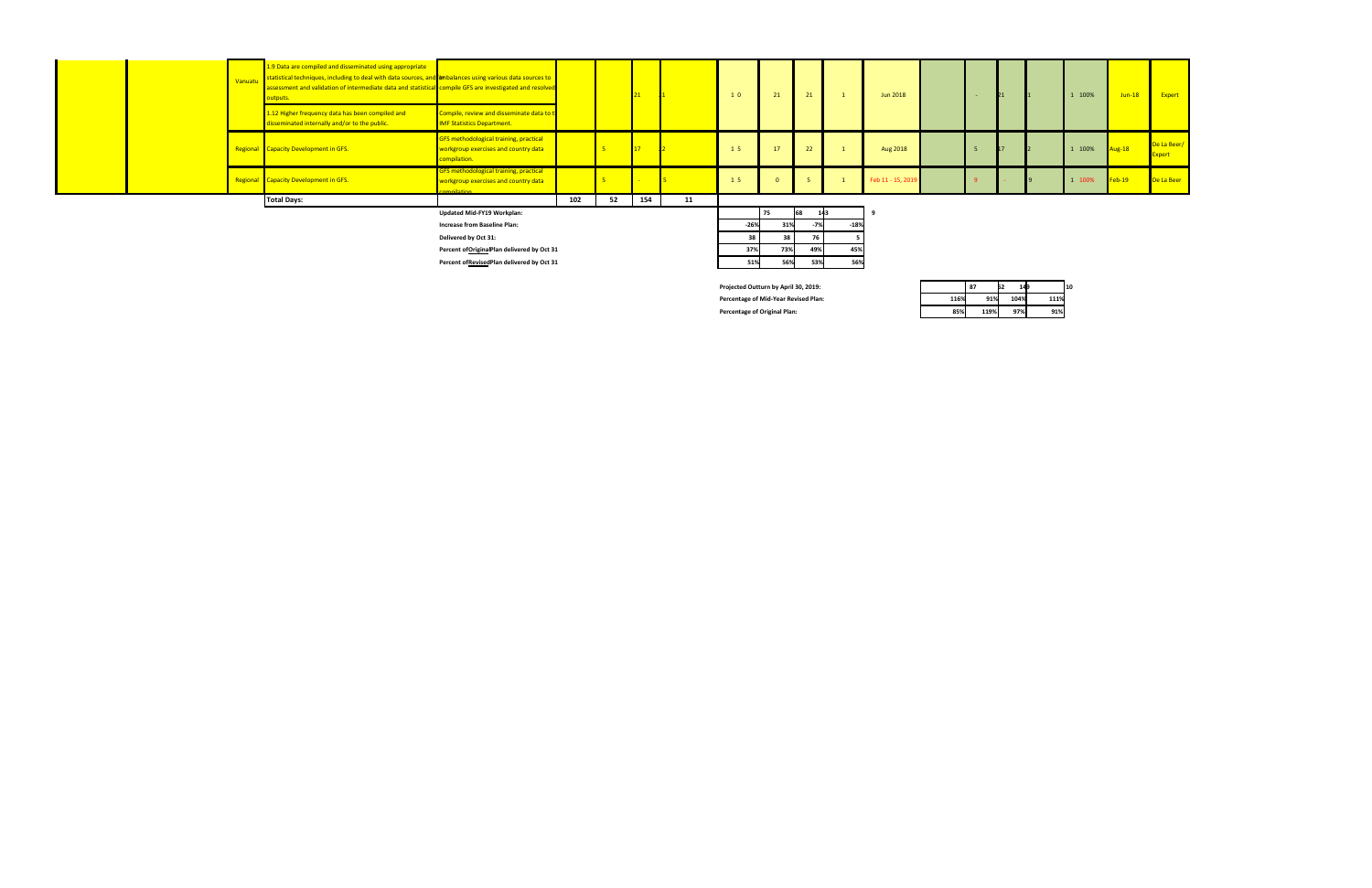| | | | | | | | | | | | | | | | | | | | | |
|---|---|---|---|---|---|---|---|---|---|---|---|---|---|---|---|---|---|---|---|---|
| | | Vanuatu | 1.9 Data are compiled and disseminated using appropriate statistical techniques, including to deal with data sources, and/or assessment and validation of intermediate data and statistical outputs. | Imbalances using various data sources to compile GFS are investigated and resolved. | | | 21 | 1 | 1 0 | 21 | 21 | 1 | Jun 2018 | | - | 21 | 1 | 1 100% | Jun-18 | Expert |
| | | | 1.12 Higher frequency data has been compiled and disseminated internally and/or to the public. | Compile, review and disseminate data to the IMF Statistics Department. | | | | | | | | | | | | | | | | |
| | | Regional | Capacity Development in GFS. | GFS methodological training, practical workgroup exercises and country data compilation. | | 5 | 17 | 2 | 1 5 | 17 | 22 | 1 | Aug 2018 | | 5 | 17 | 2 | 1 100% | Aug-18 | De La Beer/ Expert |
| | | Regional | Capacity Development in GFS. | GFS methodological training, practical workgroup exercises and country data compilation. | | 5 | - | 5 | 1 5 | 0 | 5 | 1 | Feb 11 - 15, 2019 | | 9 | - | 9 | 1 100% | Feb-19 | De La Beer |
| | | | **Total Days:** | | 102 | 52 | 154 | 11 | | | | | | | | | | | | |

| | | | | | |
|---|---|---|---|---|---|
| **Updated Mid-FY19 Workplan:** | | 75 | 68 | 143 | 9 |
| **Increase from Baseline Plan:** | -26% | 31% | -7% | -18% | |
| **Delivered by Oct 31:** | 38 | 38 | 76 | 5 | |
| **Percent of Original Plan delivered by Oct 31** | 37% | 73% | 49% | 45% | |
| **Percent of Revised Plan delivered by Oct 31** | 51% | 56% | 53% | 56% | |

| | | | | |
|---|---|---|---|---|
| **Projected Outturn by April 30, 2019:** | 87 | 52 | 149 | 10 |
| **Percentage of Mid-Year Revised Plan:** | 116% | 91% | 104% | 111% |
| **Percentage of Original Plan:** | 85% | 119% | 97% | 91% |